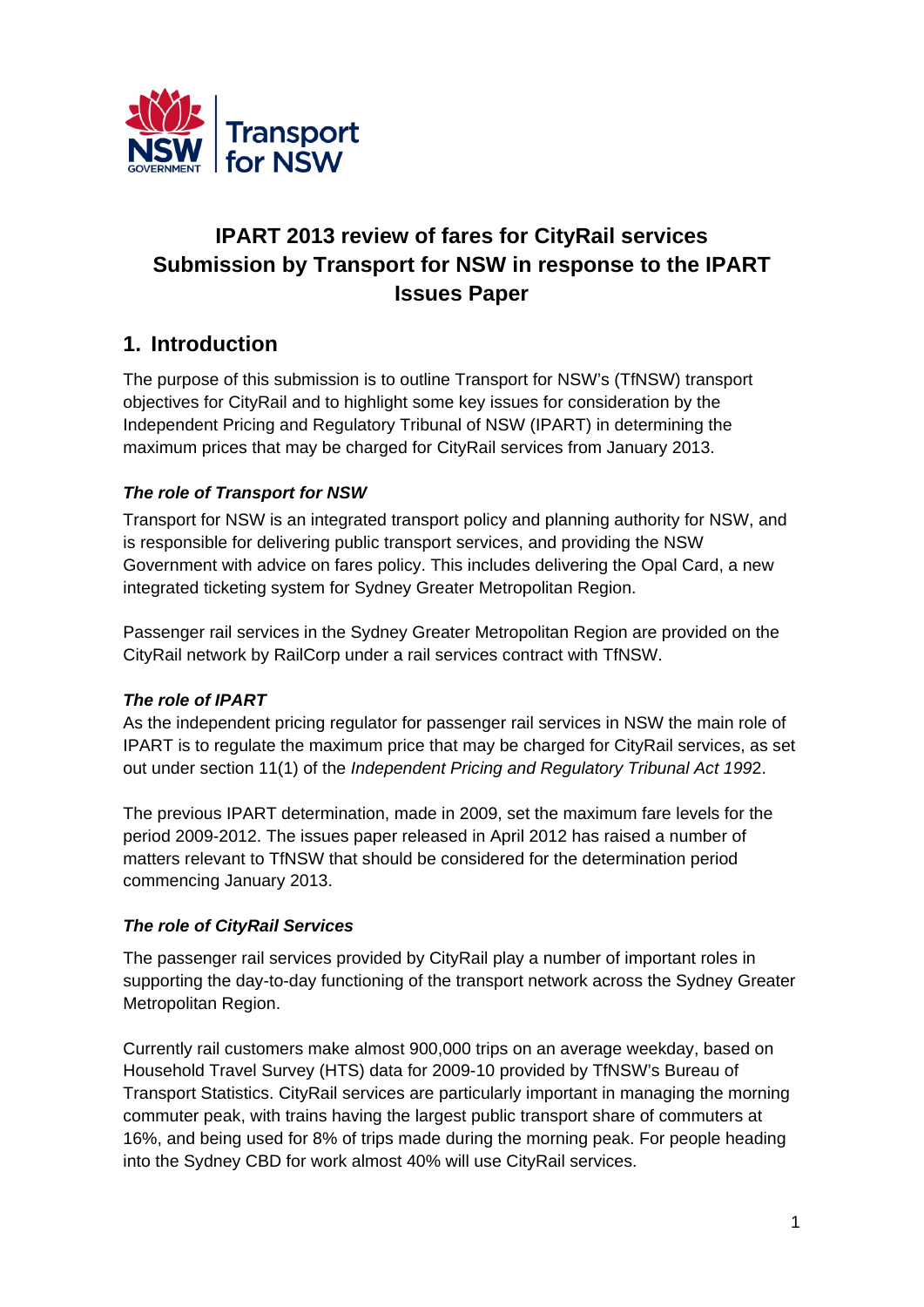# IPART 2013 review of fares for CityRail services Submission by Transport for NSW in response to the IPART Issues Paper

## 1. Introduction

The purpose of this submission is to outline Transport for NSW's (TfNSW) transport objectives for CityRail and to highlight some key issues for consideration by the Independent Pricing and Regulatory Tribunal of NSW (IPART) in determining the maximum prices that may be charged for CityRail services from January 2013.

***The role of Transport for NSW***

Transport for NSW is an integrated transport policy and planning authority for NSW, and is responsible for delivering public transport services, and providing the NSW Government with advice on fares policy. This includes delivering the Opal Card, a new integrated ticketing system for Sydney Greater Metropolitan Region.

Passenger rail services in the Sydney Greater Metropolitan Region are provided on the CityRail network by RailCorp under a rail services contract with TfNSW.

***The role of IPART***

As the independent pricing regulator for passenger rail services in NSW the main role of IPART is to regulate the maximum price that may be charged for CityRail services, as set out under section 11(1) of the *Independent Pricing and Regulatory Tribunal Act 199*2.

The previous IPART determination, made in 2009, set the maximum fare levels for the period 2009-2012. The issues paper released in April 2012 has raised a number of matters relevant to TfNSW that should be considered for the determination period commencing January 2013.

***The role of CityRail Services***

The passenger rail services provided by CityRail play a number of important roles in supporting the day-to-day functioning of the transport network across the Sydney Greater Metropolitan Region.

Currently rail customers make almost 900,000 trips on an average weekday, based on Household Travel Survey (HTS) data for 2009-10 provided by TfNSW's Bureau of Transport Statistics. CityRail services are particularly important in managing the morning commuter peak, with trains having the largest public transport share of commuters at 16%, and being used for 8% of trips made during the morning peak. For people heading into the Sydney CBD for work almost 40% will use CityRail services.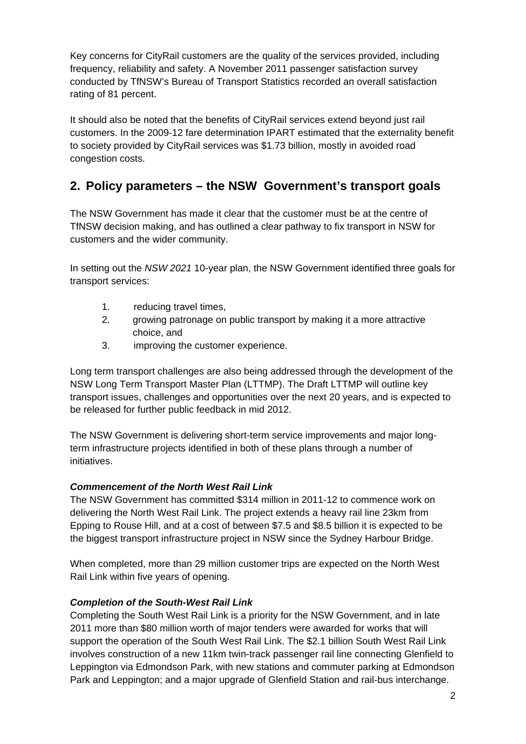Key concerns for CityRail customers are the quality of the services provided, including frequency, reliability and safety. A November 2011 passenger satisfaction survey conducted by TfNSW's Bureau of Transport Statistics recorded an overall satisfaction rating of 81 percent.

It should also be noted that the benefits of CityRail services extend beyond just rail customers. In the 2009-12 fare determination IPART estimated that the externality benefit to society provided by CityRail services was $1.73 billion, mostly in avoided road congestion costs.

## 2. Policy parameters – the NSW Government's transport goals

The NSW Government has made it clear that the customer must be at the centre of TfNSW decision making, and has outlined a clear pathway to fix transport in NSW for customers and the wider community.

In setting out the *NSW 2021* 10-year plan, the NSW Government identified three goals for transport services:

1. reducing travel times,
2. growing patronage on public transport by making it a more attractive choice, and
3. improving the customer experience.

Long term transport challenges are also being addressed through the development of the NSW Long Term Transport Master Plan (LTTMP). The Draft LTTMP will outline key transport issues, challenges and opportunities over the next 20 years, and is expected to be released for further public feedback in mid 2012.

The NSW Government is delivering short-term service improvements and major long-term infrastructure projects identified in both of these plans through a number of initiatives.

***Commencement of the North West Rail Link***

The NSW Government has committed $314 million in 2011-12 to commence work on delivering the North West Rail Link. The project extends a heavy rail line 23km from Epping to Rouse Hill, and at a cost of between $7.5 and $8.5 billion it is expected to be the biggest transport infrastructure project in NSW since the Sydney Harbour Bridge.

When completed, more than 29 million customer trips are expected on the North West Rail Link within five years of opening.

***Completion of the South-West Rail Link***

Completing the South West Rail Link is a priority for the NSW Government, and in late 2011 more than $80 million worth of major tenders were awarded for works that will support the operation of the South West Rail Link. The $2.1 billion South West Rail Link involves construction of a new 11km twin-track passenger rail line connecting Glenfield to Leppington via Edmondson Park, with new stations and commuter parking at Edmondson Park and Leppington; and a major upgrade of Glenfield Station and rail-bus interchange.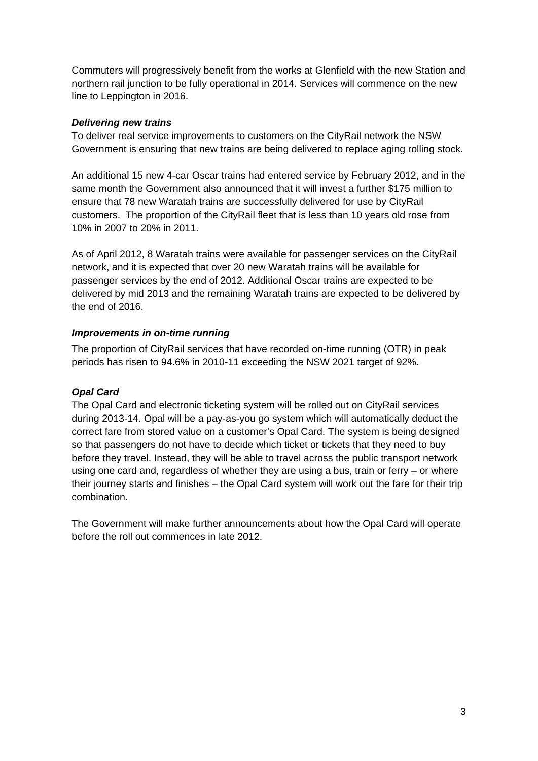Commuters will progressively benefit from the works at Glenfield with the new Station and northern rail junction to be fully operational in 2014. Services will commence on the new line to Leppington in 2016.

***Delivering new trains***

To deliver real service improvements to customers on the CityRail network the NSW Government is ensuring that new trains are being delivered to replace aging rolling stock.

An additional 15 new 4-car Oscar trains had entered service by February 2012, and in the same month the Government also announced that it will invest a further $175 million to ensure that 78 new Waratah trains are successfully delivered for use by CityRail customers. The proportion of the CityRail fleet that is less than 10 years old rose from 10% in 2007 to 20% in 2011.

As of April 2012, 8 Waratah trains were available for passenger services on the CityRail network, and it is expected that over 20 new Waratah trains will be available for passenger services by the end of 2012. Additional Oscar trains are expected to be delivered by mid 2013 and the remaining Waratah trains are expected to be delivered by the end of 2016.

***Improvements in on-time running***

The proportion of CityRail services that have recorded on-time running (OTR) in peak periods has risen to 94.6% in 2010-11 exceeding the NSW 2021 target of 92%.

***Opal Card***

The Opal Card and electronic ticketing system will be rolled out on CityRail services during 2013-14. Opal will be a pay-as-you go system which will automatically deduct the correct fare from stored value on a customer's Opal Card. The system is being designed so that passengers do not have to decide which ticket or tickets that they need to buy before they travel. Instead, they will be able to travel across the public transport network using one card and, regardless of whether they are using a bus, train or ferry – or where their journey starts and finishes – the Opal Card system will work out the fare for their trip combination.

The Government will make further announcements about how the Opal Card will operate before the roll out commences in late 2012.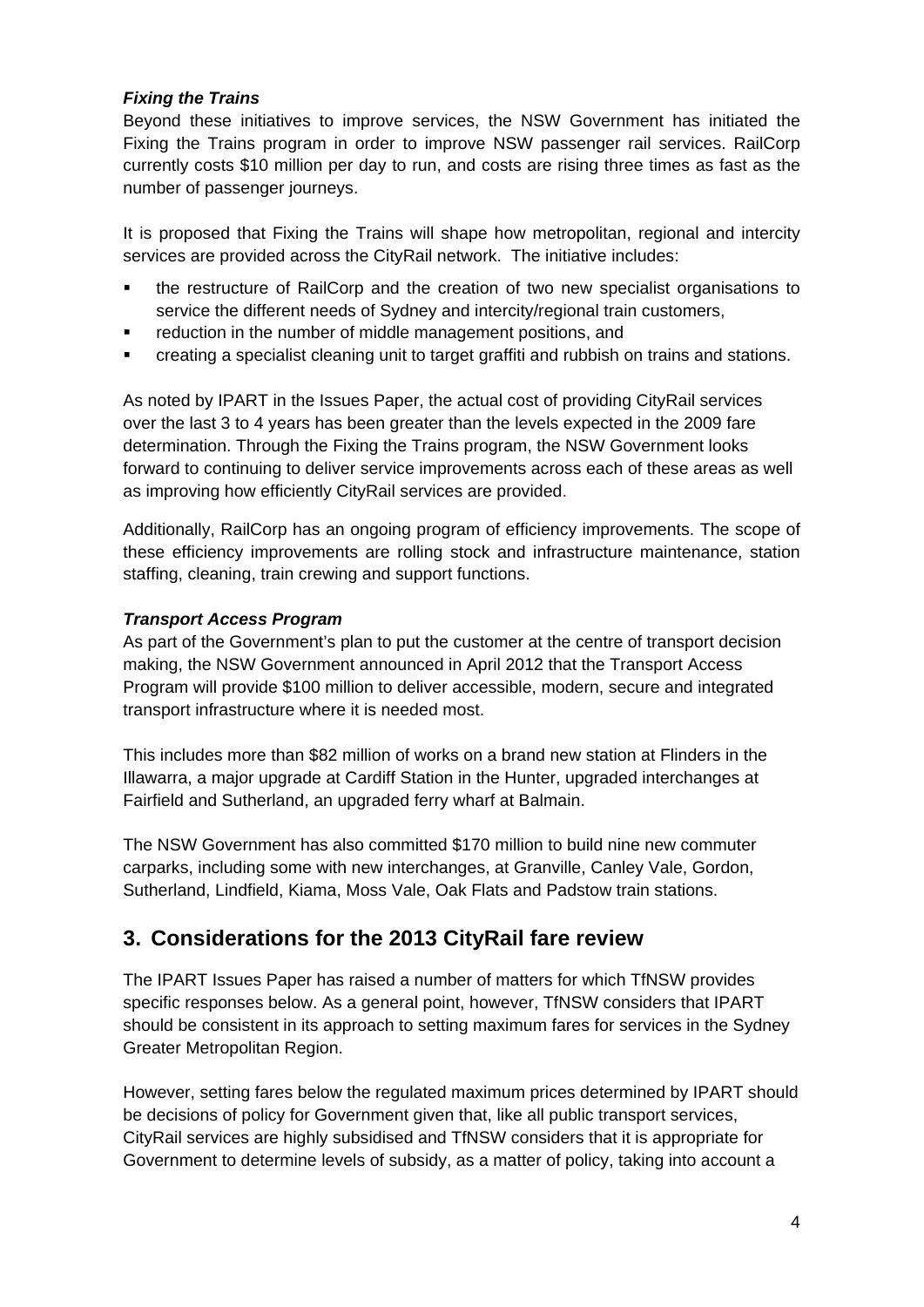***Fixing the Trains***

Beyond these initiatives to improve services, the NSW Government has initiated the Fixing the Trains program in order to improve NSW passenger rail services. RailCorp currently costs $10 million per day to run, and costs are rising three times as fast as the number of passenger journeys.

It is proposed that Fixing the Trains will shape how metropolitan, regional and intercity services are provided across the CityRail network. The initiative includes:

- the restructure of RailCorp and the creation of two new specialist organisations to service the different needs of Sydney and intercity/regional train customers,
- reduction in the number of middle management positions, and
- creating a specialist cleaning unit to target graffiti and rubbish on trains and stations.

As noted by IPART in the Issues Paper, the actual cost of providing CityRail services over the last 3 to 4 years has been greater than the levels expected in the 2009 fare determination. Through the Fixing the Trains program, the NSW Government looks forward to continuing to deliver service improvements across each of these areas as well as improving how efficiently CityRail services are provided.

Additionally, RailCorp has an ongoing program of efficiency improvements. The scope of these efficiency improvements are rolling stock and infrastructure maintenance, station staffing, cleaning, train crewing and support functions.

***Transport Access Program***

As part of the Government's plan to put the customer at the centre of transport decision making, the NSW Government announced in April 2012 that the Transport Access Program will provide $100 million to deliver accessible, modern, secure and integrated transport infrastructure where it is needed most.

This includes more than $82 million of works on a brand new station at Flinders in the Illawarra, a major upgrade at Cardiff Station in the Hunter, upgraded interchanges at Fairfield and Sutherland, an upgraded ferry wharf at Balmain.

The NSW Government has also committed $170 million to build nine new commuter carparks, including some with new interchanges, at Granville, Canley Vale, Gordon, Sutherland, Lindfield, Kiama, Moss Vale, Oak Flats and Padstow train stations.

## 3. Considerations for the 2013 CityRail fare review

The IPART Issues Paper has raised a number of matters for which TfNSW provides specific responses below. As a general point, however, TfNSW considers that IPART should be consistent in its approach to setting maximum fares for services in the Sydney Greater Metropolitan Region.

However, setting fares below the regulated maximum prices determined by IPART should be decisions of policy for Government given that, like all public transport services, CityRail services are highly subsidised and TfNSW considers that it is appropriate for Government to determine levels of subsidy, as a matter of policy, taking into account a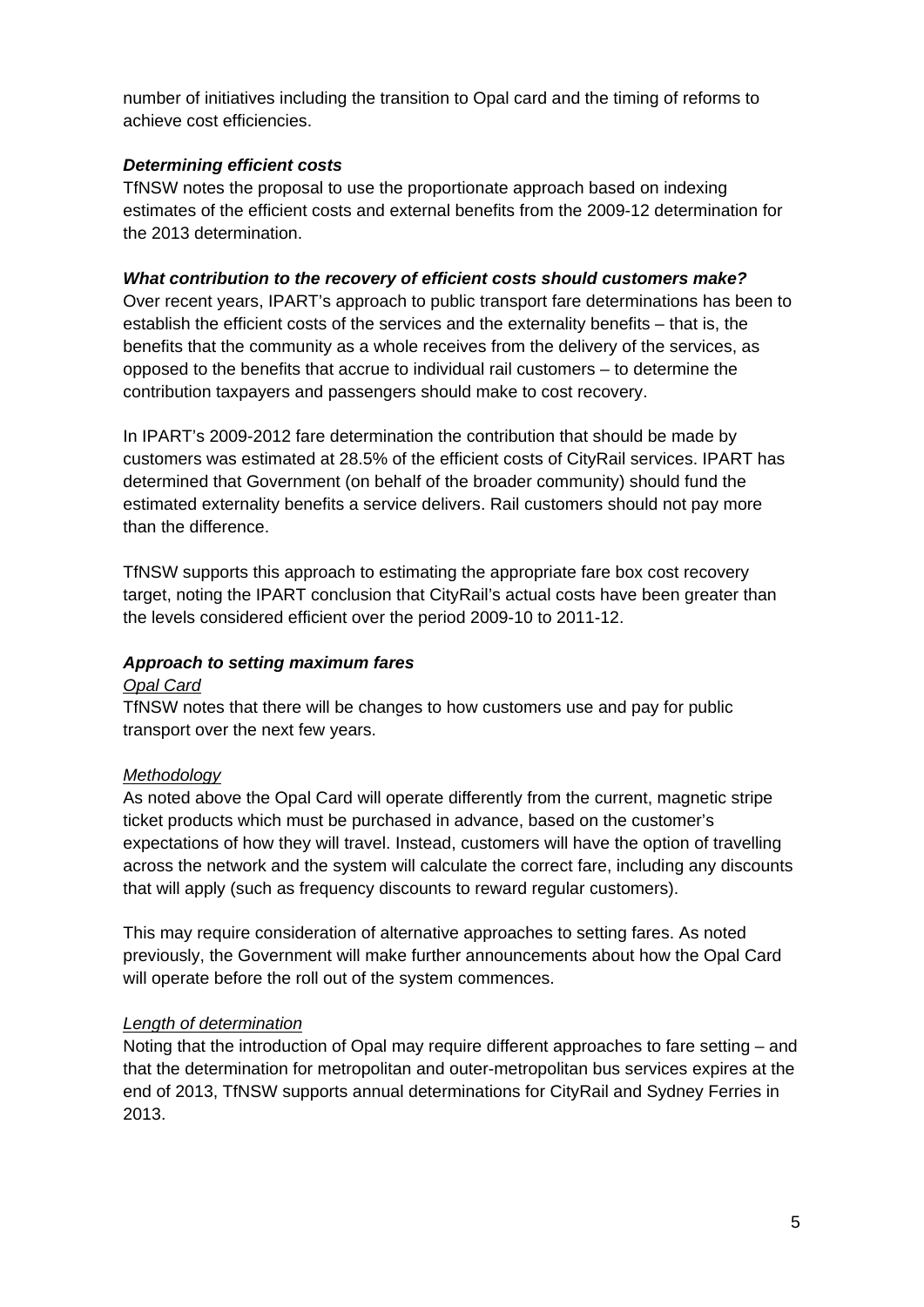number of initiatives including the transition to Opal card and the timing of reforms to achieve cost efficiencies.

***Determining efficient costs***

TfNSW notes the proposal to use the proportionate approach based on indexing estimates of the efficient costs and external benefits from the 2009-12 determination for the 2013 determination.

***What contribution to the recovery of efficient costs should customers make?***

Over recent years, IPART's approach to public transport fare determinations has been to establish the efficient costs of the services and the externality benefits – that is, the benefits that the community as a whole receives from the delivery of the services, as opposed to the benefits that accrue to individual rail customers – to determine the contribution taxpayers and passengers should make to cost recovery.

In IPART's 2009-2012 fare determination the contribution that should be made by customers was estimated at 28.5% of the efficient costs of CityRail services. IPART has determined that Government (on behalf of the broader community) should fund the estimated externality benefits a service delivers. Rail customers should not pay more than the difference.

TfNSW supports this approach to estimating the appropriate fare box cost recovery target, noting the IPART conclusion that CityRail's actual costs have been greater than the levels considered efficient over the period 2009-10 to 2011-12.

***Approach to setting maximum fares***

*Opal Card*

TfNSW notes that there will be changes to how customers use and pay for public transport over the next few years.

*Methodology*

As noted above the Opal Card will operate differently from the current, magnetic stripe ticket products which must be purchased in advance, based on the customer's expectations of how they will travel. Instead, customers will have the option of travelling across the network and the system will calculate the correct fare, including any discounts that will apply (such as frequency discounts to reward regular customers).

This may require consideration of alternative approaches to setting fares. As noted previously, the Government will make further announcements about how the Opal Card will operate before the roll out of the system commences.

*Length of determination*

Noting that the introduction of Opal may require different approaches to fare setting – and that the determination for metropolitan and outer-metropolitan bus services expires at the end of 2013, TfNSW supports annual determinations for CityRail and Sydney Ferries in 2013.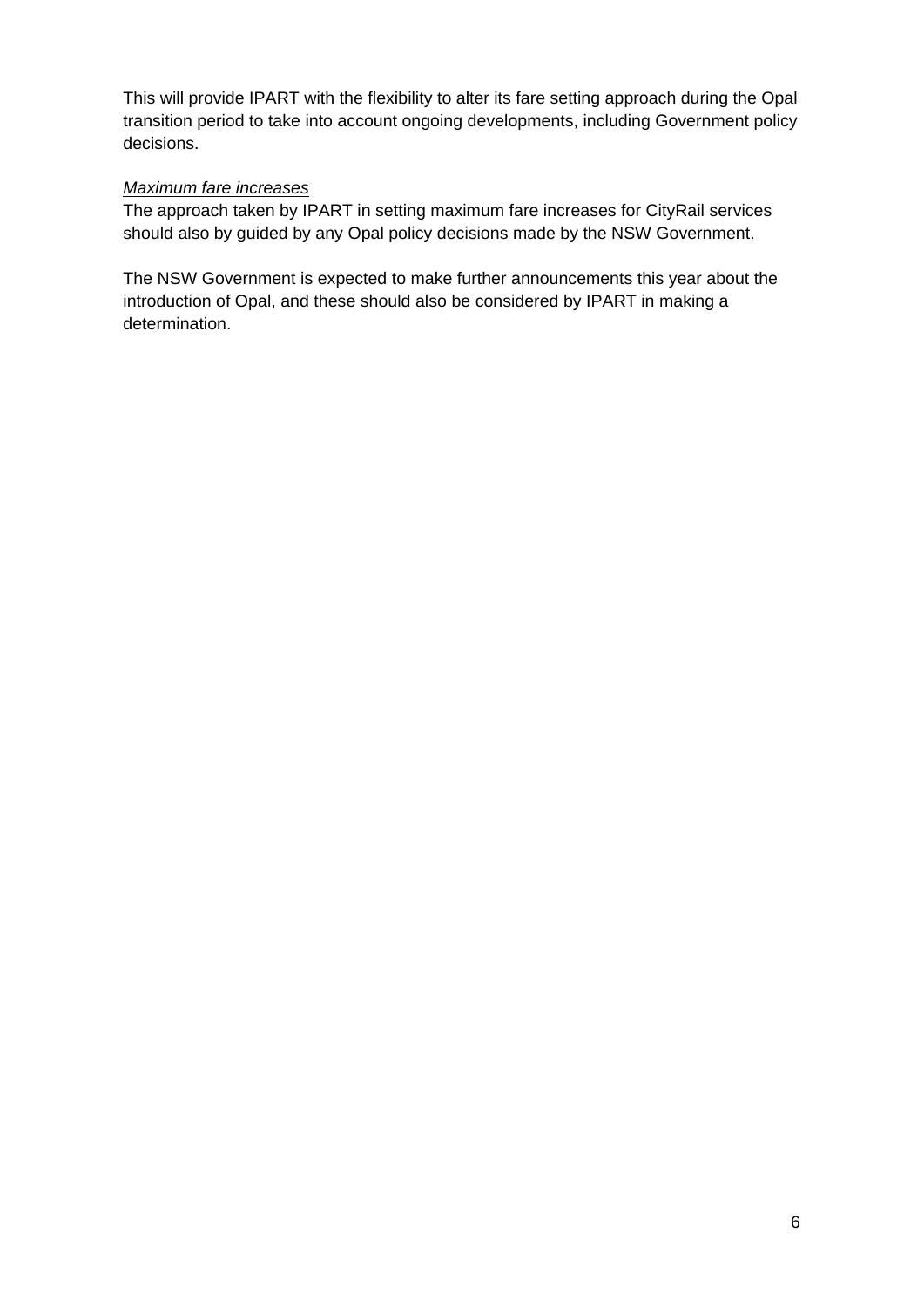This will provide IPART with the flexibility to alter its fare setting approach during the Opal transition period to take into account ongoing developments, including Government policy decisions.

*Maximum fare increases*

The approach taken by IPART in setting maximum fare increases for CityRail services should also by guided by any Opal policy decisions made by the NSW Government.

The NSW Government is expected to make further announcements this year about the introduction of Opal, and these should also be considered by IPART in making a determination.